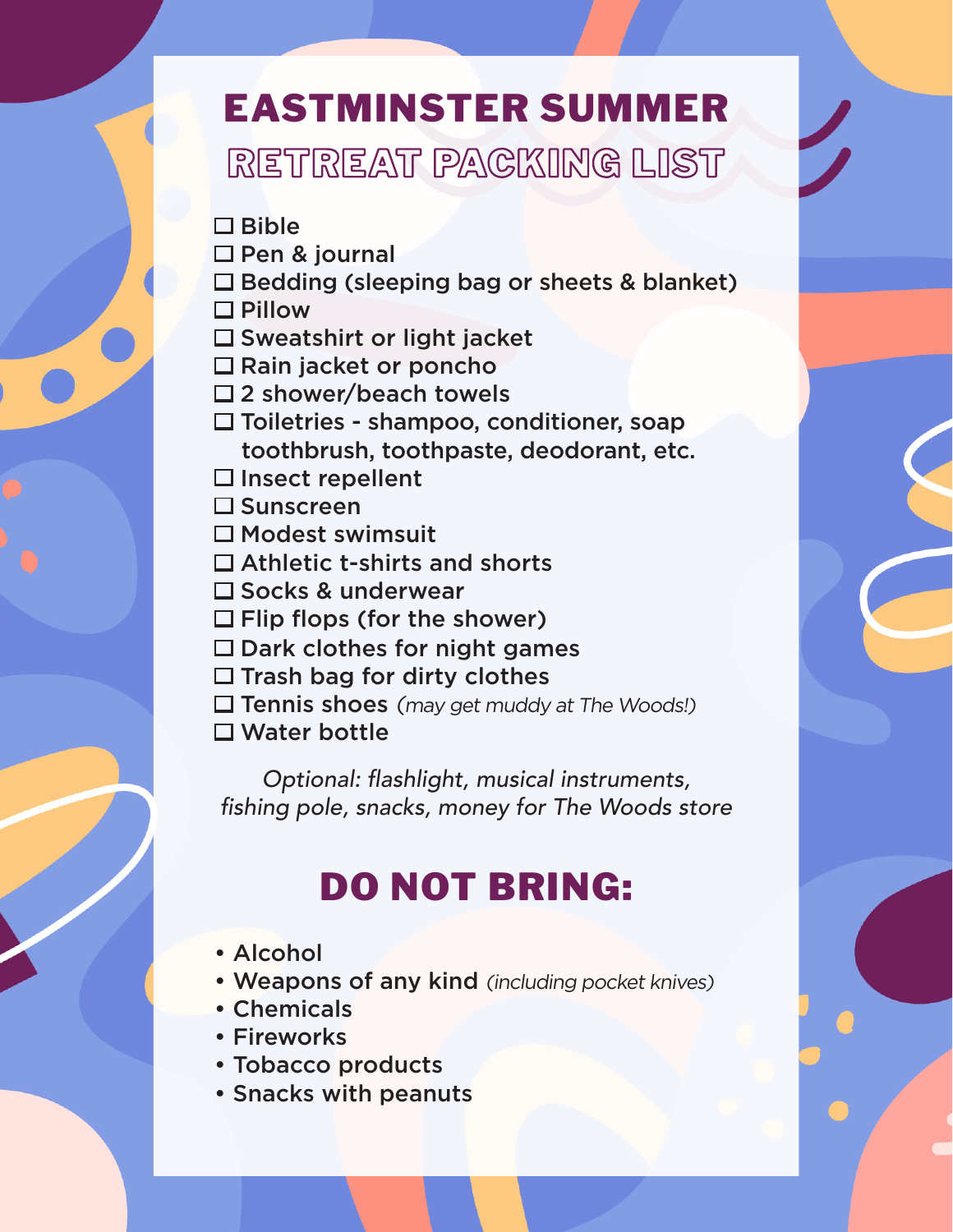# EASTMINSTER SUMMER

## RETREAT PACKING LIST

- ☐ Bible
- ☐ Pen & journal
- ☐ Bedding (sleeping bag or sheets & blanket)
- ☐ Pillow
- ☐ Sweatshirt or light jacket
- ☐ Rain jacket or poncho
- ☐ 2 shower/beach towels
- ☐ Toiletries - shampoo, conditioner, soap toothbrush, toothpaste, deodorant, etc.
- ☐ Insect repellent
- ☐ Sunscreen
- ☐ Modest swimsuit
- ☐ Athletic t-shirts and shorts
- ☐ Socks & underwear
- ☐ Flip flops (for the shower)
- ☐ Dark clothes for night games
- ☐ Trash bag for dirty clothes
- ☐ Tennis shoes *(may get muddy at The Woods!)*
- ☐ Water bottle

*Optional: flashlight, musical instruments, fishing pole, snacks, money for The Woods store*

## DO NOT BRING:

- Alcohol
- Weapons of any kind *(including pocket knives)*
- Chemicals
- Fireworks
- Tobacco products
- Snacks with peanuts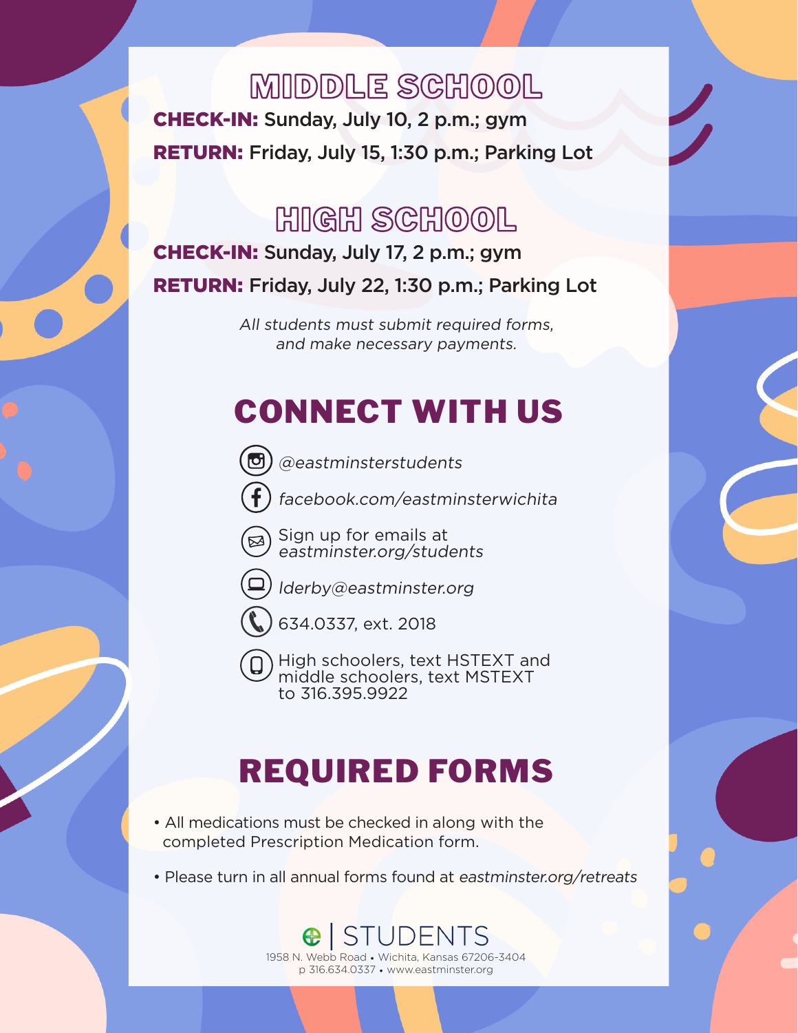## MIDDLE SCHOOL

**CHECK-IN:** Sunday, July 10, 2 p.m.; gym

**RETURN:** Friday, July 15, 1:30 p.m.; Parking Lot

## HIGH SCHOOL

**CHECK-IN:** Sunday, July 17, 2 p.m.; gym

**RETURN:** Friday, July 22, 1:30 p.m.; Parking Lot

*All students must submit required forms, and make necessary payments.*

## CONNECT WITH US

- *@eastminsterstudents*
- *facebook.com/eastminsterwichita*
- Sign up for emails at *eastminster.org/students*
- *lderby@eastminster.org*
- 634.0337, ext. 2018
- High schoolers, text HSTEXT and middle schoolers, text MSTEXT to 316.395.9922

## REQUIRED FORMS

- All medications must be checked in along with the completed Prescription Medication form.
- Please turn in all annual forms found at *eastminster.org/retreats*

STUDENTS

1958 N. Webb Road • Wichita, Kansas 67206-3404

p 316.634.0337 • www.eastminster.org